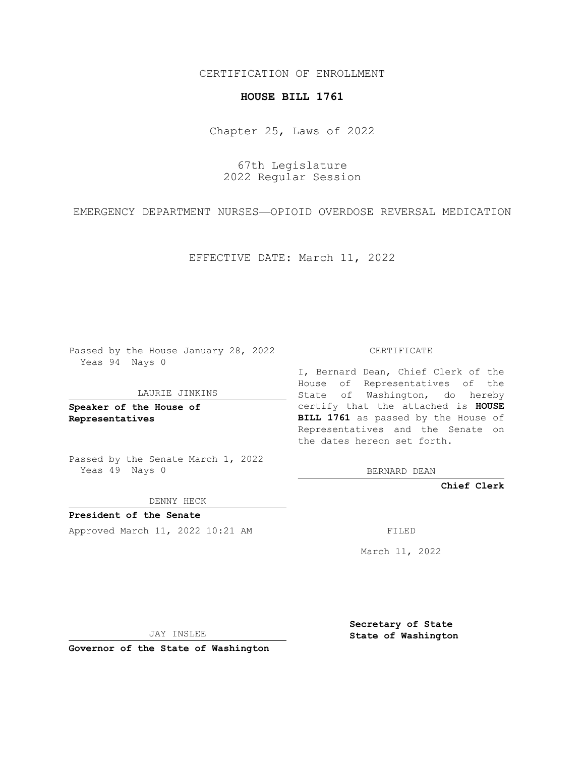CERTIFICATION OF ENROLLMENT

**HOUSE BILL 1761**

Chapter 25, Laws of 2022

67th Legislature
2022 Regular Session

EMERGENCY DEPARTMENT NURSES—OPIOID OVERDOSE REVERSAL MEDICATION

EFFECTIVE DATE: March 11, 2022

Passed by the House January 28, 2022
Yeas 94 Nays 0

LAURIE JINKINS

**Speaker of the House of Representatives**

Passed by the Senate March 1, 2022
Yeas 49 Nays 0

DENNY HECK

**President of the Senate**

Approved March 11, 2022 10:21 AM

JAY INSLEE

**Governor of the State of Washington**

CERTIFICATE

I, Bernard Dean, Chief Clerk of the House of Representatives of the State of Washington, do hereby certify that the attached is **HOUSE BILL 1761** as passed by the House of Representatives and the Senate on the dates hereon set forth.

BERNARD DEAN

**Chief Clerk**

FILED

March 11, 2022

**Secretary of State**
**State of Washington**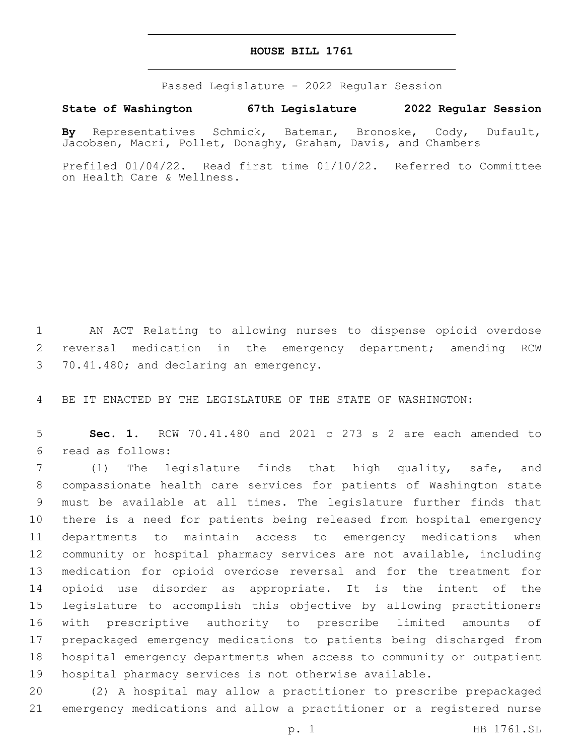# HOUSE BILL 1761

Passed Legislature - 2022 Regular Session

**State of Washington 67th Legislature 2022 Regular Session**

**By** Representatives Schmick, Bateman, Bronoske, Cody, Dufault, Jacobsen, Macri, Pollet, Donaghy, Graham, Davis, and Chambers

Prefiled 01/04/22. Read first time 01/10/22. Referred to Committee on Health Care & Wellness.

AN ACT Relating to allowing nurses to dispense opioid overdose reversal medication in the emergency department; amending RCW 70.41.480; and declaring an emergency.

BE IT ENACTED BY THE LEGISLATURE OF THE STATE OF WASHINGTON:

**Sec. 1.** RCW 70.41.480 and 2021 c 273 s 2 are each amended to read as follows:

(1) The legislature finds that high quality, safe, and compassionate health care services for patients of Washington state must be available at all times. The legislature further finds that there is a need for patients being released from hospital emergency departments to maintain access to emergency medications when community or hospital pharmacy services are not available, including medication for opioid overdose reversal and for the treatment for opioid use disorder as appropriate. It is the intent of the legislature to accomplish this objective by allowing practitioners with prescriptive authority to prescribe limited amounts of prepackaged emergency medications to patients being discharged from hospital emergency departments when access to community or outpatient hospital pharmacy services is not otherwise available.

(2) A hospital may allow a practitioner to prescribe prepackaged emergency medications and allow a practitioner or a registered nurse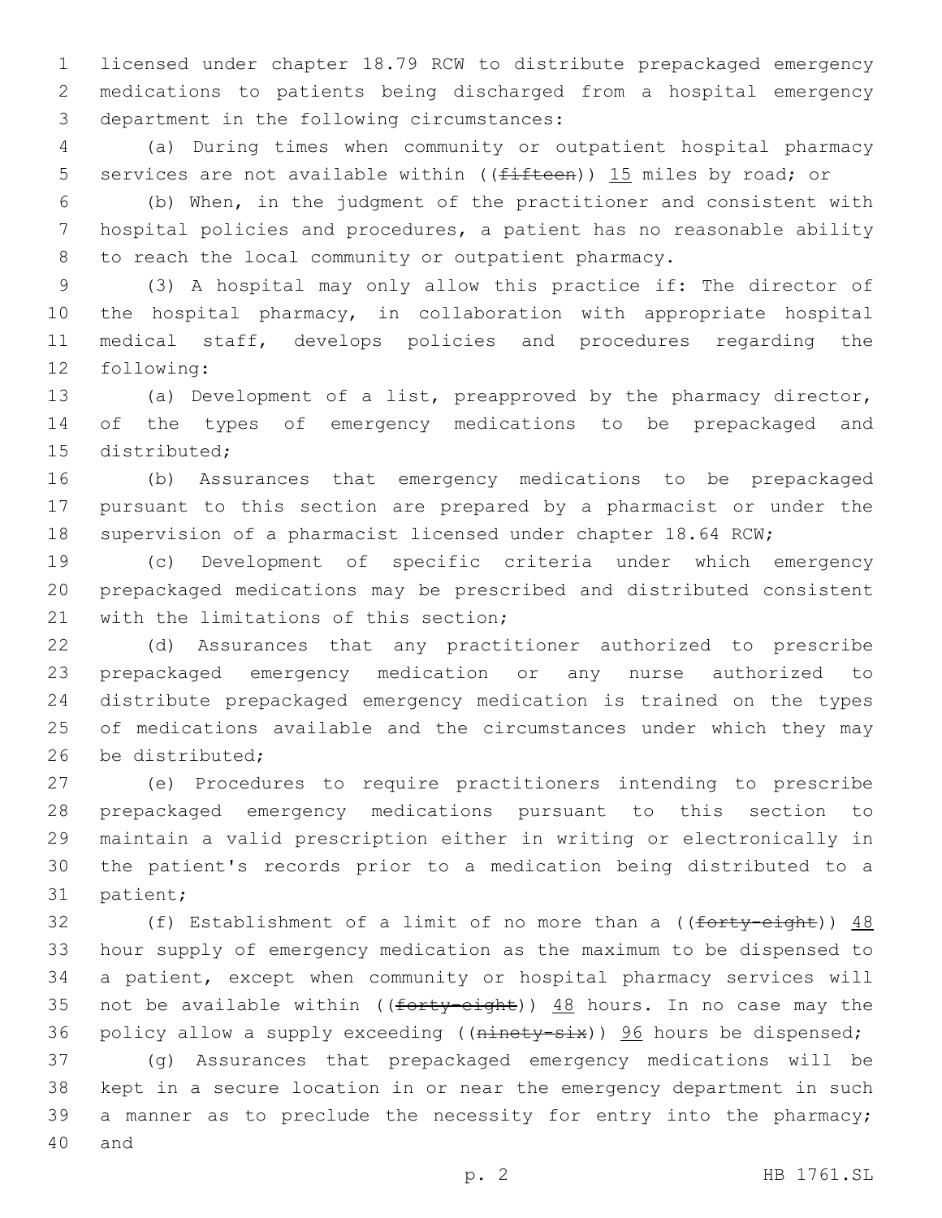licensed under chapter 18.79 RCW to distribute prepackaged emergency medications to patients being discharged from a hospital emergency department in the following circumstances:

(a) During times when community or outpatient hospital pharmacy services are not available within ((~~fifteen~~)) 15 miles by road; or

(b) When, in the judgment of the practitioner and consistent with hospital policies and procedures, a patient has no reasonable ability to reach the local community or outpatient pharmacy.

(3) A hospital may only allow this practice if: The director of the hospital pharmacy, in collaboration with appropriate hospital medical staff, develops policies and procedures regarding the following:

(a) Development of a list, preapproved by the pharmacy director, of the types of emergency medications to be prepackaged and distributed;

(b) Assurances that emergency medications to be prepackaged pursuant to this section are prepared by a pharmacist or under the supervision of a pharmacist licensed under chapter 18.64 RCW;

(c) Development of specific criteria under which emergency prepackaged medications may be prescribed and distributed consistent with the limitations of this section;

(d) Assurances that any practitioner authorized to prescribe prepackaged emergency medication or any nurse authorized to distribute prepackaged emergency medication is trained on the types of medications available and the circumstances under which they may be distributed;

(e) Procedures to require practitioners intending to prescribe prepackaged emergency medications pursuant to this section to maintain a valid prescription either in writing or electronically in the patient's records prior to a medication being distributed to a patient;

(f) Establishment of a limit of no more than a ((~~forty-eight~~)) 48 hour supply of emergency medication as the maximum to be dispensed to a patient, except when community or hospital pharmacy services will not be available within ((~~forty-eight~~)) 48 hours. In no case may the policy allow a supply exceeding ((~~ninety-six~~)) 96 hours be dispensed;

(g) Assurances that prepackaged emergency medications will be kept in a secure location in or near the emergency department in such a manner as to preclude the necessity for entry into the pharmacy; and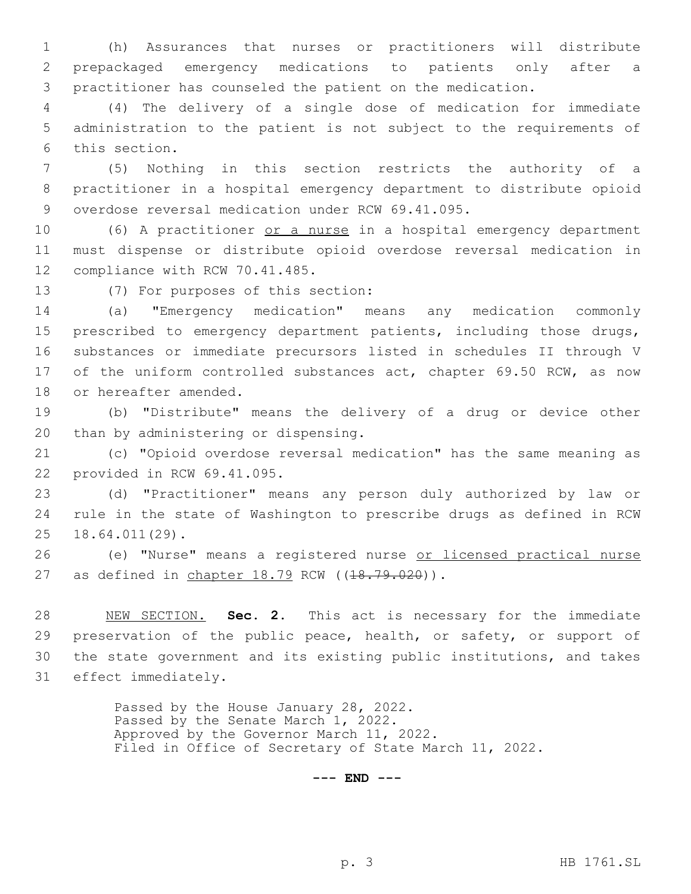(h) Assurances that nurses or practitioners will distribute prepackaged emergency medications to patients only after a practitioner has counseled the patient on the medication.

(4) The delivery of a single dose of medication for immediate administration to the patient is not subject to the requirements of this section.

(5) Nothing in this section restricts the authority of a practitioner in a hospital emergency department to distribute opioid overdose reversal medication under RCW 69.41.095.

(6) A practitioner <u>or a nurse</u> in a hospital emergency department must dispense or distribute opioid overdose reversal medication in compliance with RCW 70.41.485.

(7) For purposes of this section:

(a) "Emergency medication" means any medication commonly prescribed to emergency department patients, including those drugs, substances or immediate precursors listed in schedules II through V of the uniform controlled substances act, chapter 69.50 RCW, as now or hereafter amended.

(b) "Distribute" means the delivery of a drug or device other than by administering or dispensing.

(c) "Opioid overdose reversal medication" has the same meaning as provided in RCW 69.41.095.

(d) "Practitioner" means any person duly authorized by law or rule in the state of Washington to prescribe drugs as defined in RCW 18.64.011(29).

(e) "Nurse" means a registered nurse <u>or licensed practical nurse</u> as defined in <u>chapter 18.79</u> RCW ((~~18.79.020~~)).

<u>NEW SECTION.</u> **Sec. 2.** This act is necessary for the immediate preservation of the public peace, health, or safety, or support of the state government and its existing public institutions, and takes effect immediately.

Passed by the House January 28, 2022.
Passed by the Senate March 1, 2022.
Approved by the Governor March 11, 2022.
Filed in Office of Secretary of State March 11, 2022.

**--- END ---**